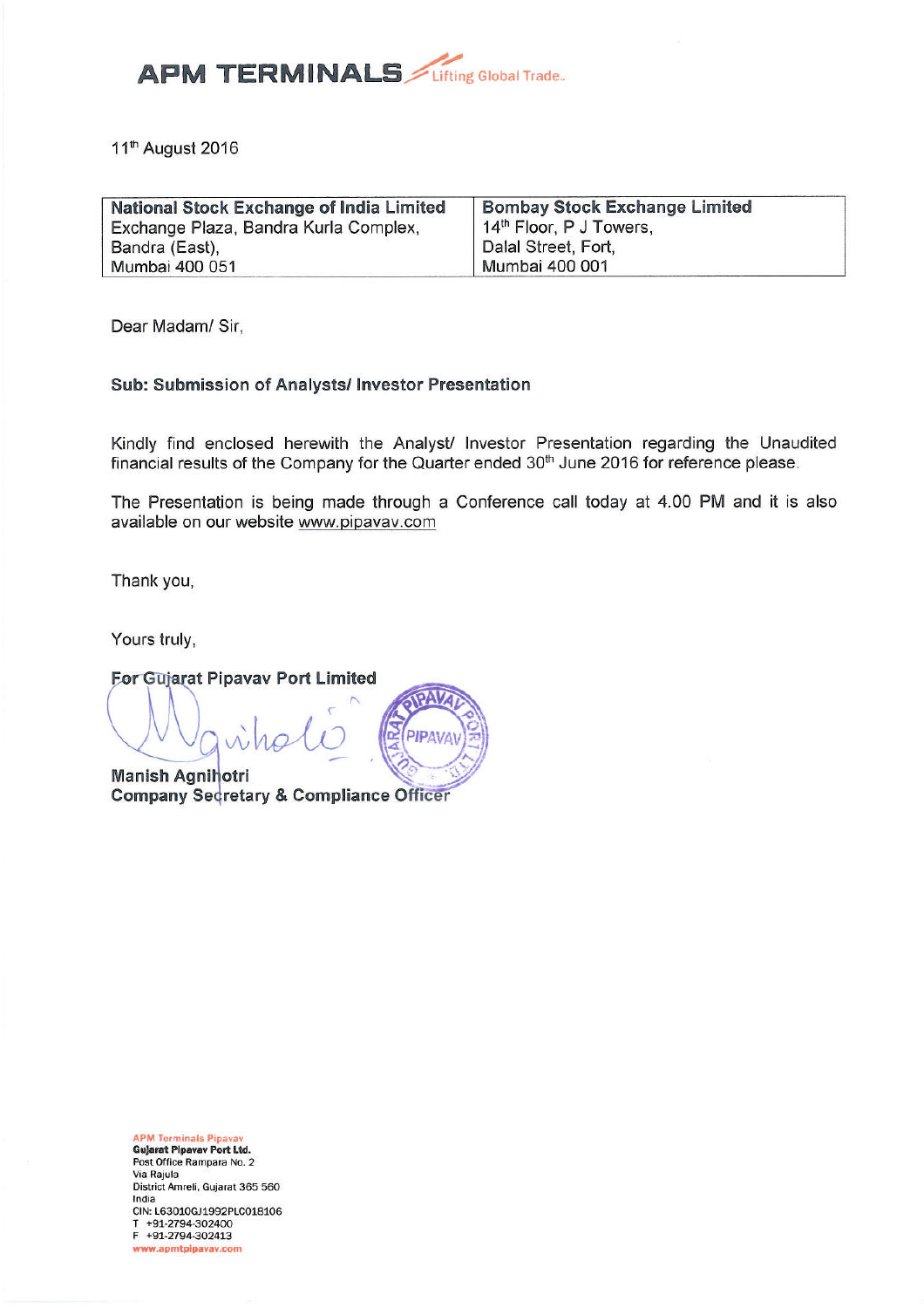**APM TERMINALS** Lifting Global Trade.

11th August 2016

| National Stock Exchange of India Limited | Bombay Stock Exchange Limited |
|---|---|
| Exchange Plaza, Bandra Kurla Complex, | 14th Floor, P J Towers, |
| Bandra (East), | Dalal Street, Fort, |
| Mumbai 400 051 | Mumbai 400 001 |

Dear Madam/ Sir,

**Sub: Submission of Analysts/ Investor Presentation**

Kindly find enclosed herewith the Analyst/ Investor Presentation regarding the Unaudited financial results of the Company for the Quarter ended 30th June 2016 for reference please.

The Presentation is being made through a Conference call today at 4.00 PM and it is also available on our website www.pipavav.com

Thank you,

Yours truly,

**For Gujarat Pipavav Port Limited**

**Manish Agnihotri**
**Company Secretary & Compliance Officer**

APM Terminals Pipavav
**Gujarat Pipavav Port Ltd.**
Post Office Rampara No. 2
Via Rajula
District Amreli, Gujarat 365 560
India
CIN: L63010GJ1992PLC018106
T +91-2794-302400
F +91-2794-302413
www.apmtpipavav.com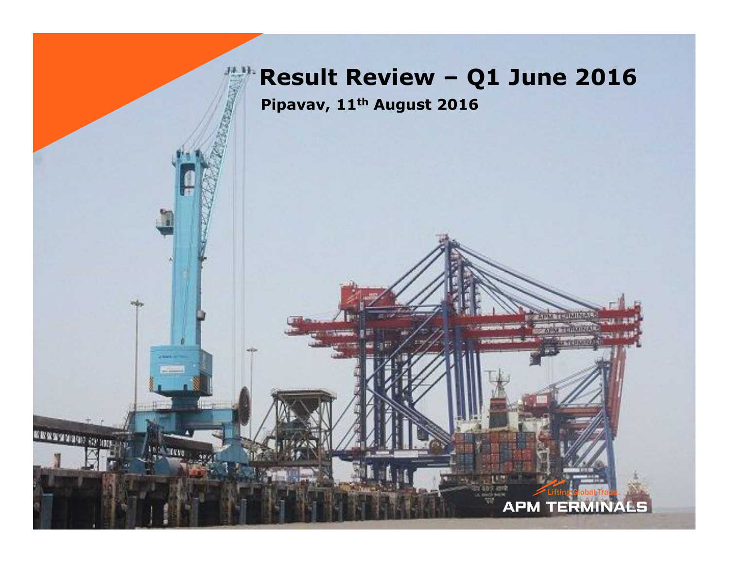# Result Review – Q1 June 2016

**Pipavav, 11th August 2016**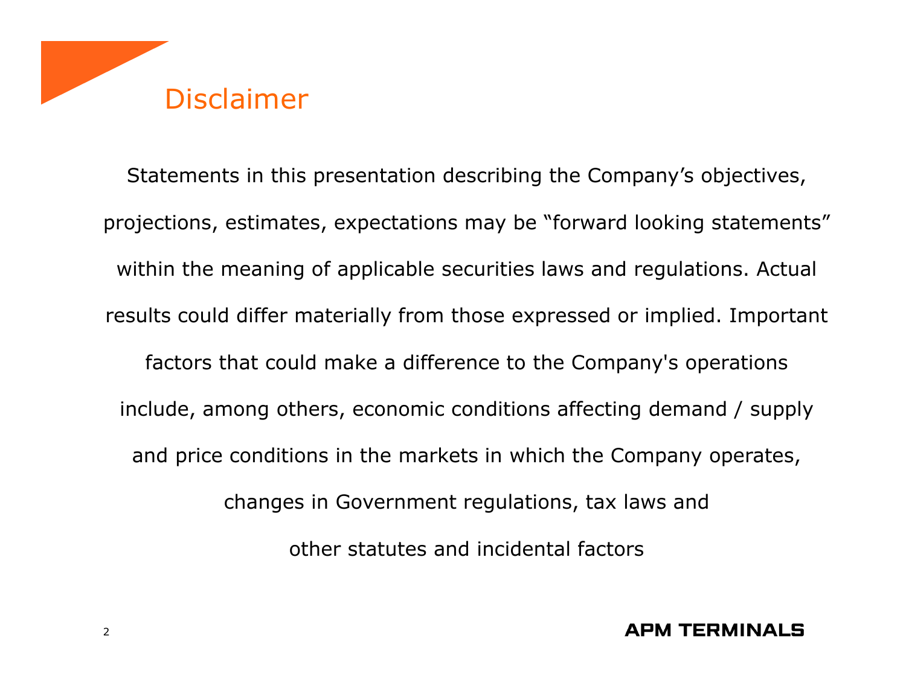# Disclaimer

Statements in this presentation describing the Company's objectives, projections, estimates, expectations may be "forward looking statements" within the meaning of applicable securities laws and regulations. Actual results could differ materially from those expressed or implied. Important factors that could make a difference to the Company's operations include, among others, economic conditions affecting demand / supply and price conditions in the markets in which the Company operates, changes in Government regulations, tax laws and other statutes and incidental factors

APM TERMINALS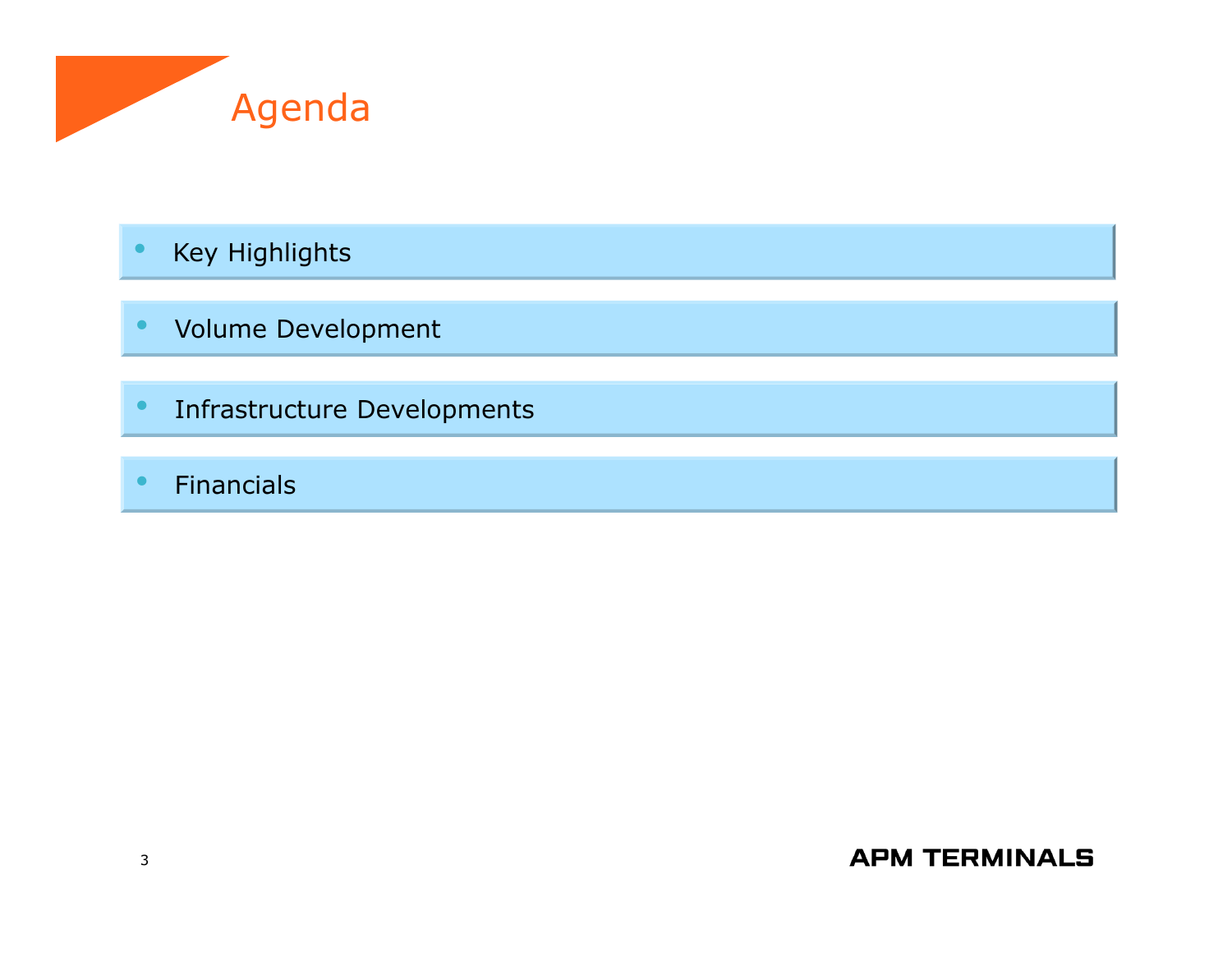# Agenda

- Key Highlights
- Volume Development
- Infrastructure Developments
- Financials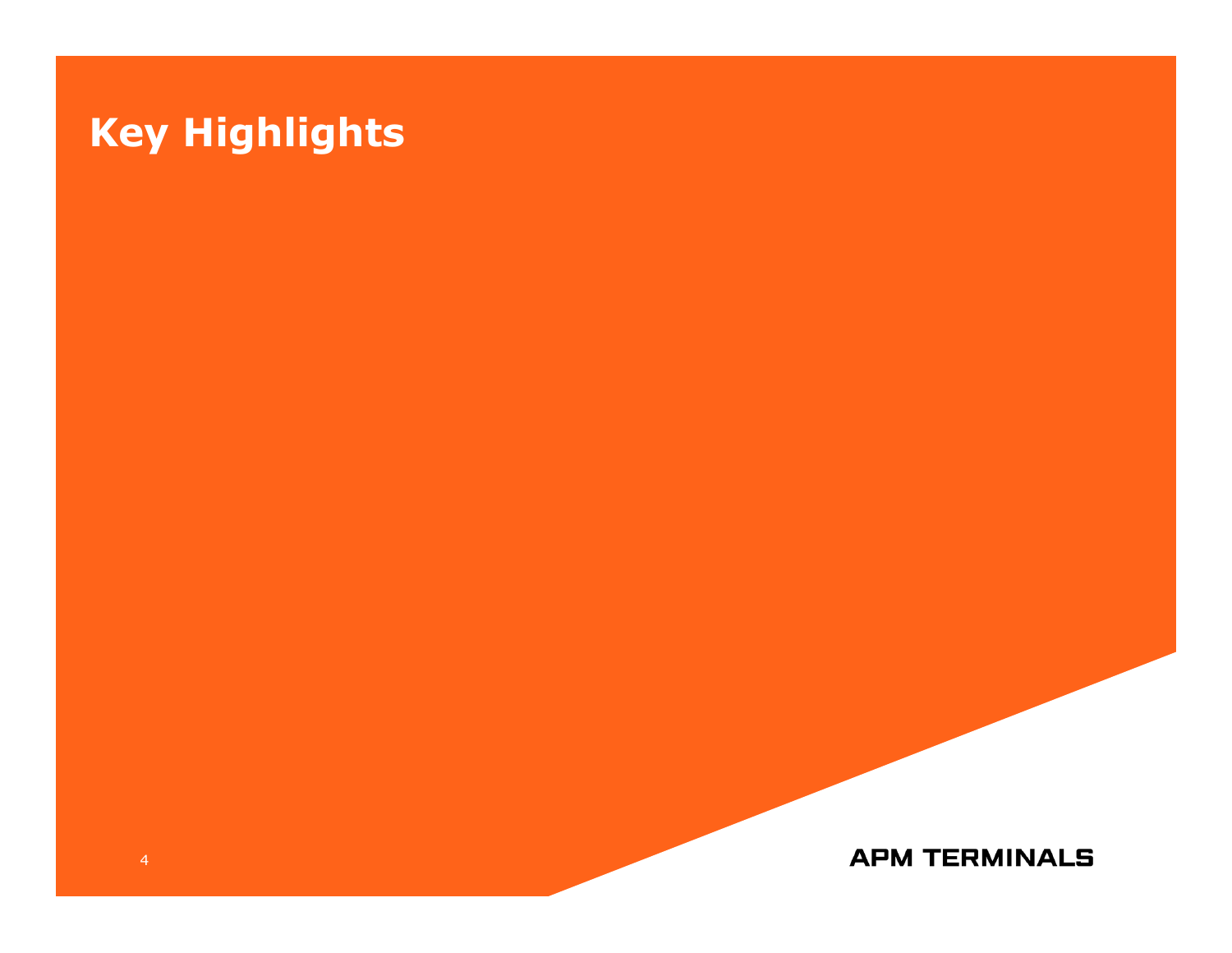# Key Highlights

APM TERMINALS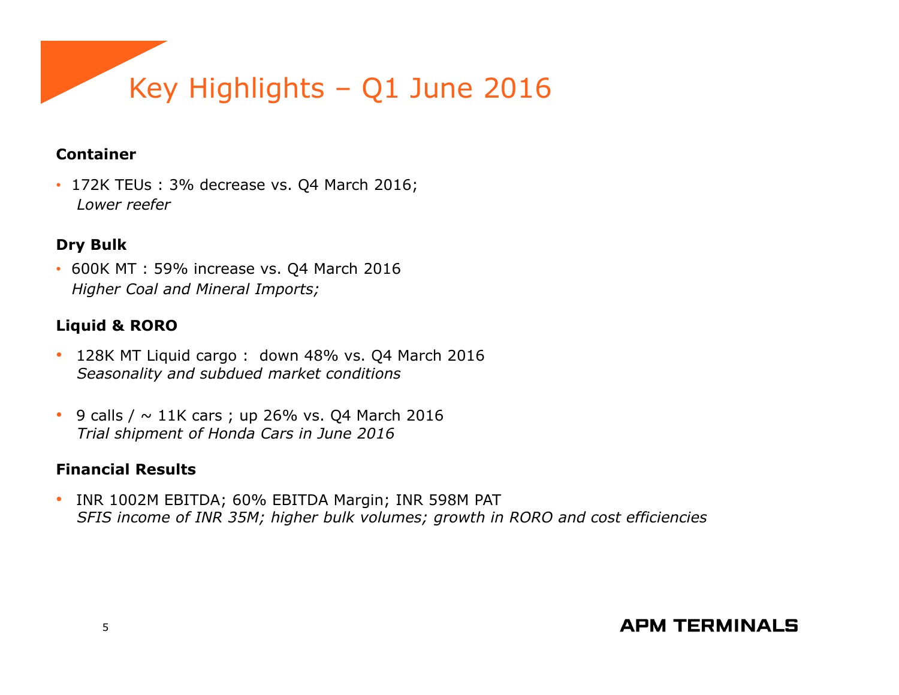# Key Highlights – Q1 June 2016

**Container**

- 172K TEUs : 3% decrease vs. Q4 March 2016;
  *Lower reefer*

**Dry Bulk**

- 600K MT : 59% increase vs. Q4 March 2016
  *Higher Coal and Mineral Imports;*

**Liquid & RORO**

- 128K MT Liquid cargo : down 48% vs. Q4 March 2016
  *Seasonality and subdued market conditions*

- 9 calls / ~ 11K cars ; up 26% vs. Q4 March 2016
  *Trial shipment of Honda Cars in June 2016*

**Financial Results**

- INR 1002M EBITDA; 60% EBITDA Margin; INR 598M PAT
  *SFIS income of INR 35M; higher bulk volumes; growth in RORO and cost efficiencies*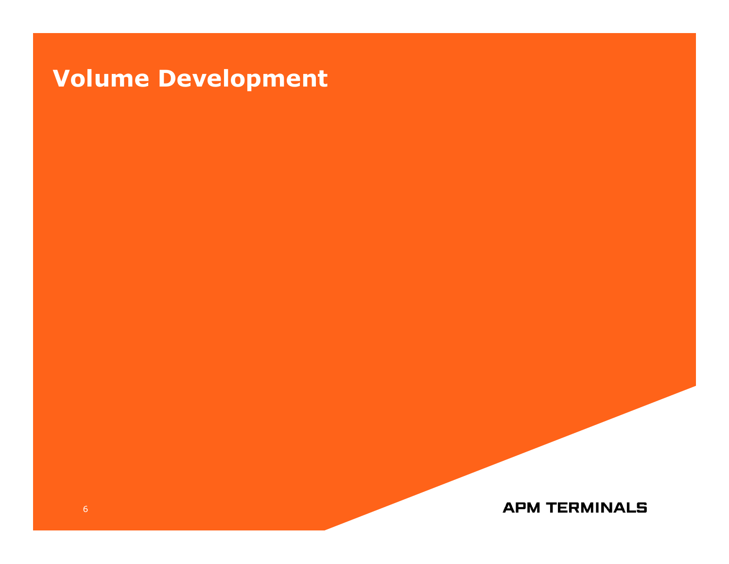# Volume Development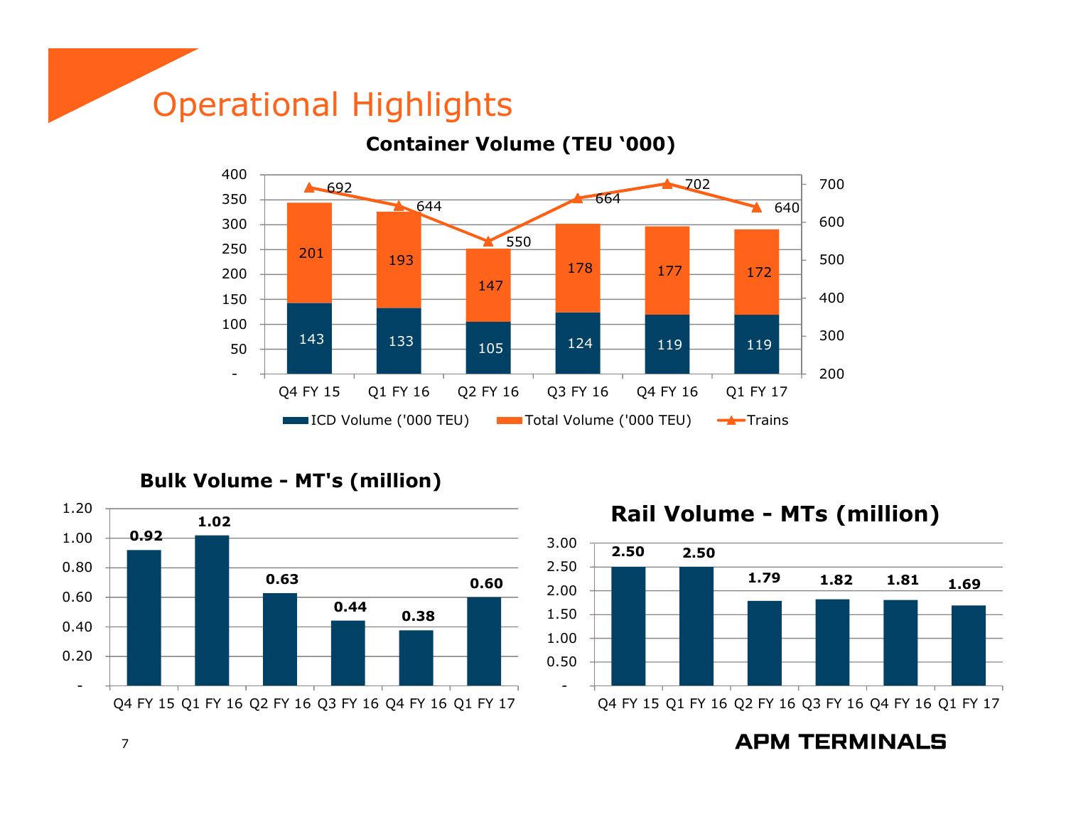# Operational Highlights

## Container Volume (TEU '000)

| | Q4 FY 15 | Q1 FY 16 | Q2 FY 16 | Q3 FY 16 | Q4 FY 16 | Q1 FY 17 |
|---|---|---|---|---|---|---|
| ICD Volume ('000 TEU) | 143 | 133 | 105 | 124 | 119 | 119 |
| Total Volume ('000 TEU) | 201 | 193 | 147 | 178 | 177 | 172 |
| Trains | 692 | 644 | 550 | 664 | 702 | 640 |

## Bulk Volume - MT's (million)

| Q4 FY 15 | Q1 FY 16 | Q2 FY 16 | Q3 FY 16 | Q4 FY 16 | Q1 FY 17 |
|---|---|---|---|---|---|
| 0.92 | 1.02 | 0.63 | 0.44 | 0.38 | 0.60 |

## Rail Volume - MTs (million)

| Q4 FY 15 | Q1 FY 16 | Q2 FY 16 | Q3 FY 16 | Q4 FY 16 | Q1 FY 17 |
|---|---|---|---|---|---|
| 2.50 | 2.50 | 1.79 | 1.82 | 1.81 | 1.69 |

APM TERMINALS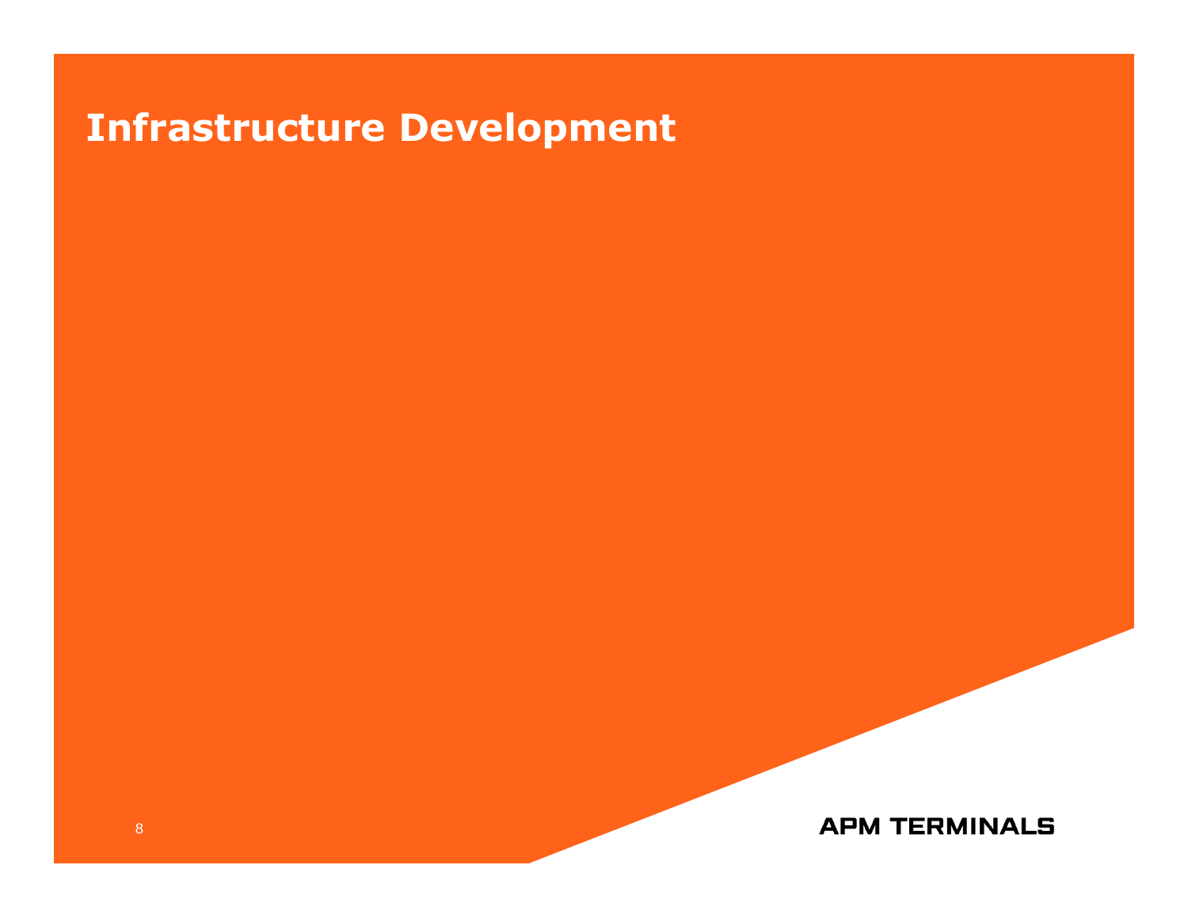# Infrastructure Development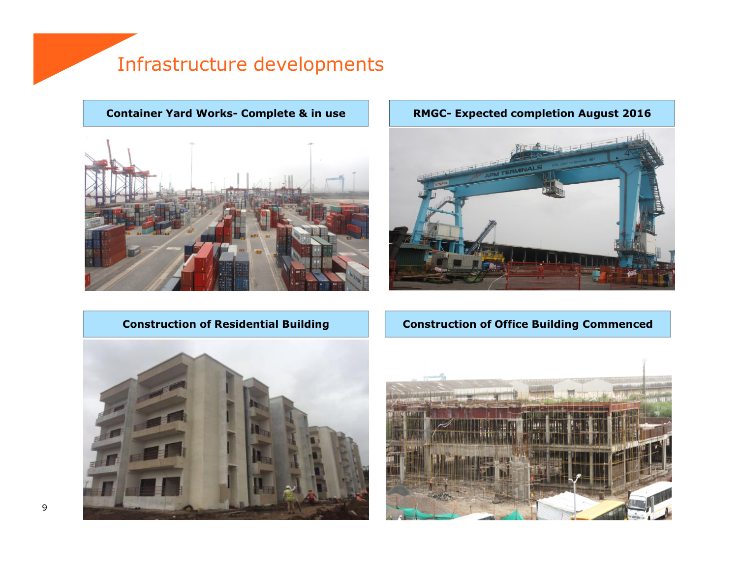# Infrastructure developments

**Container Yard Works- Complete & in use**

**RMGC- Expected completion August 2016**

**Construction of Residential Building**

**Construction of Office Building Commenced**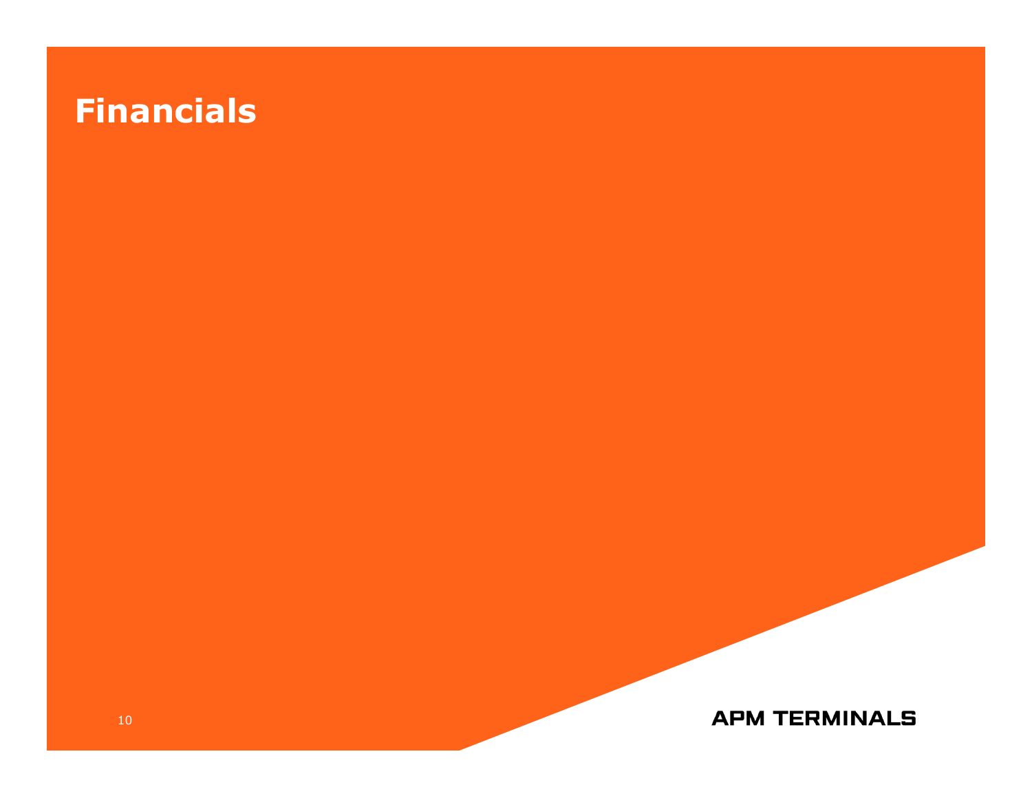# Financials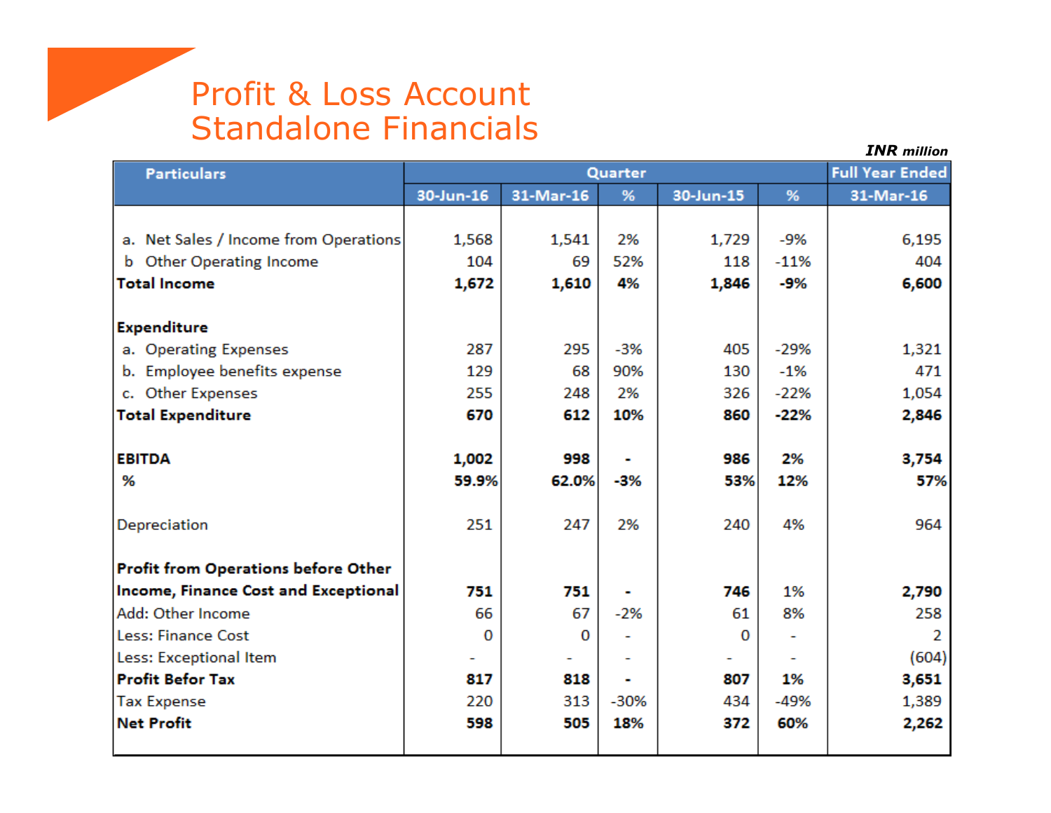# Profit & Loss Account
## Standalone Financials

***INR million***

| Particulars | Quarter | | | | | Full Year Ended |
|---|---|---|---|---|---|---|
| | 30-Jun-16 | 31-Mar-16 | % | 30-Jun-15 | % | 31-Mar-16 |
| a. Net Sales / Income from Operations | 1,568 | 1,541 | 2% | 1,729 | -9% | 6,195 |
| b Other Operating Income | 104 | 69 | 52% | 118 | -11% | 404 |
| **Total Income** | **1,672** | **1,610** | **4%** | **1,846** | **-9%** | **6,600** |
| **Expenditure** | | | | | | |
| a. Operating Expenses | 287 | 295 | -3% | 405 | -29% | 1,321 |
| b. Employee benefits expense | 129 | 68 | 90% | 130 | -1% | 471 |
| c. Other Expenses | 255 | 248 | 2% | 326 | -22% | 1,054 |
| **Total Expenditure** | **670** | **612** | **10%** | **860** | **-22%** | **2,846** |
| **EBITDA** | **1,002** | **998** | **-** | **986** | **2%** | **3,754** |
| **%** | **59.9%** | **62.0%** | **-3%** | **53%** | **12%** | **57%** |
| Depreciation | 251 | 247 | 2% | 240 | 4% | 964 |
| **Profit from Operations before Other Income, Finance Cost and Exceptional** | **751** | **751** | **-** | **746** | 1% | **2,790** |
| Add: Other Income | 66 | 67 | -2% | 61 | 8% | 258 |
| Less: Finance Cost | 0 | 0 | - | 0 | - | 2 |
| Less: Exceptional Item | - | - | - | - | - | (604) |
| **Profit Befor Tax** | **817** | **818** | **-** | **807** | **1%** | **3,651** |
| Tax Expense | 220 | 313 | -30% | 434 | -49% | 1,389 |
| **Net Profit** | **598** | **505** | **18%** | **372** | **60%** | **2,262** |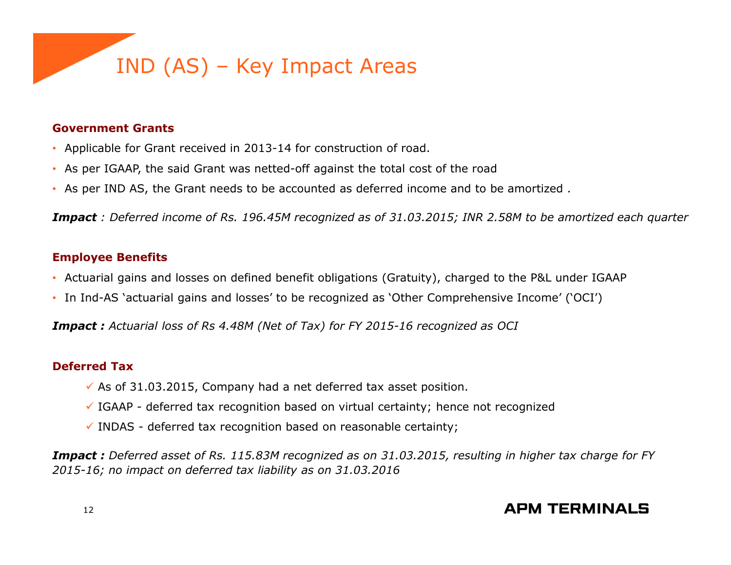# IND (AS) – Key Impact Areas

**Government Grants**

- Applicable for Grant received in 2013-14 for construction of road.
- As per IGAAP, the said Grant was netted-off against the total cost of the road
- As per IND AS, the Grant needs to be accounted as deferred income and to be amortized .

***Impact*** *: Deferred income of Rs. 196.45M recognized as of 31.03.2015; INR 2.58M to be amortized each quarter*

**Employee Benefits**

- Actuarial gains and losses on defined benefit obligations (Gratuity), charged to the P&L under IGAAP
- In Ind-AS 'actuarial gains and losses' to be recognized as 'Other Comprehensive Income' ('OCI')

***Impact :*** *Actuarial loss of Rs 4.48M (Net of Tax) for FY 2015-16 recognized as OCI*

**Deferred Tax**

- ✓ As of 31.03.2015, Company had a net deferred tax asset position.
- ✓ IGAAP - deferred tax recognition based on virtual certainty; hence not recognized
- ✓ INDAS - deferred tax recognition based on reasonable certainty;

***Impact :*** *Deferred asset of Rs. 115.83M recognized as on 31.03.2015, resulting in higher tax charge for FY 2015-16; no impact on deferred tax liability as on 31.03.2016*

APM TERMINALS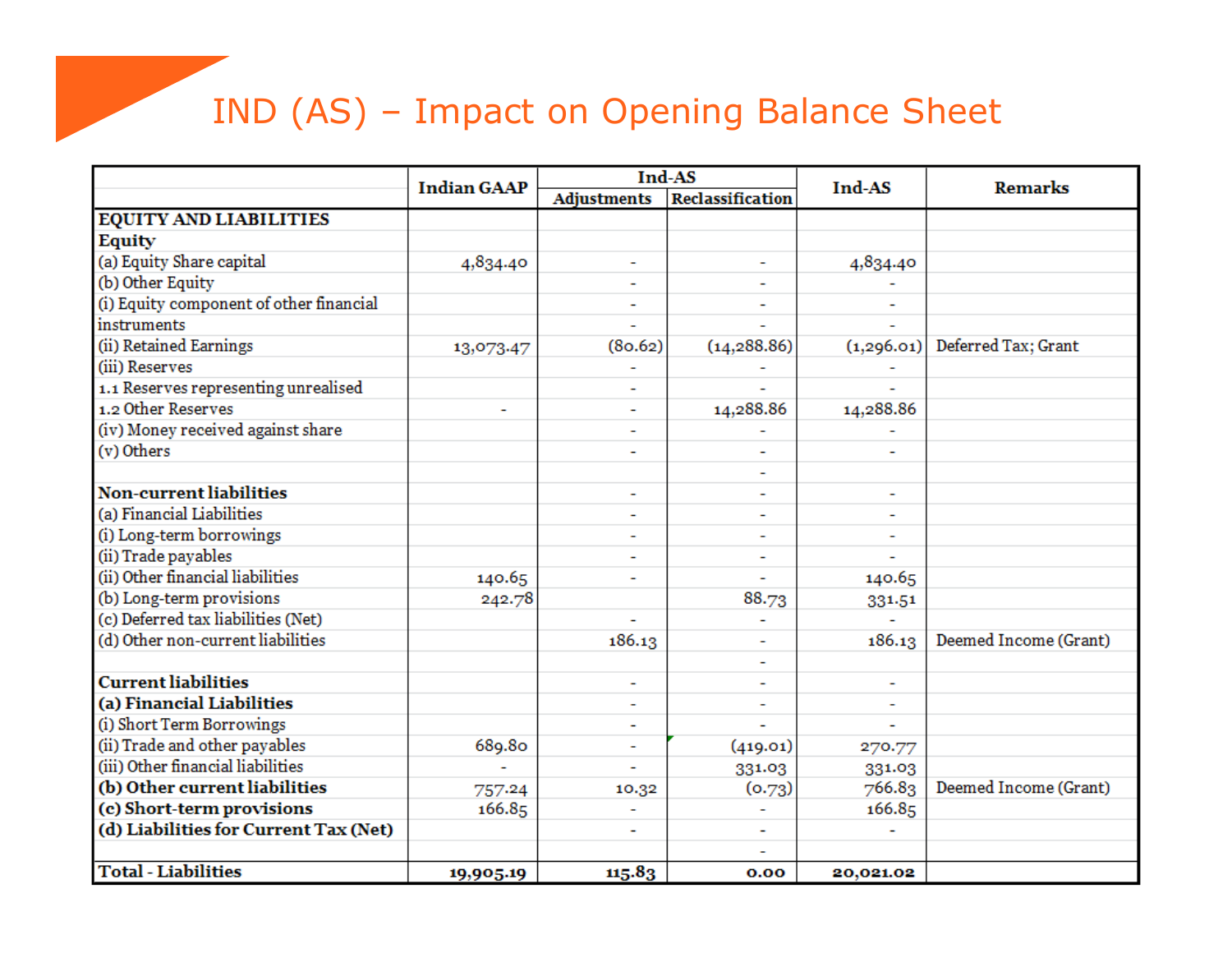# IND (AS) – Impact on Opening Balance Sheet

| | Indian GAAP | Ind-AS | | Ind-AS | Remarks |
|---|---|---|---|---|---|
| | | Adjustments | Reclassification | | |
| **EQUITY AND LIABILITIES** | | | | | |
| **Equity** | | | | | |
| (a) Equity Share capital | 4,834.40 | - | - | 4,834.40 | |
| (b) Other Equity | | - | - | - | |
| (i) Equity component of other financial instruments | | - | - | - | |
| (ii) Retained Earnings | 13,073.47 | (80.62) | (14,288.86) | (1,296.01) | Deferred Tax; Grant |
| (iii) Reserves | | - | - | - | |
| 1.1 Reserves representing unrealised | | - | - | - | |
| 1.2 Other Reserves | - | - | 14,288.86 | 14,288.86 | |
| (iv) Money received against share | | - | - | - | |
| (v) Others | | - | - | - | |
| | | | - | | |
| **Non-current liabilities** | | - | - | - | |
| (a) Financial Liabilities | | - | - | - | |
| (i) Long-term borrowings | | - | - | - | |
| (ii) Trade payables | | - | - | - | |
| (ii) Other financial liabilities | 140.65 | - | - | 140.65 | |
| (b) Long-term provisions | 242.78 | | 88.73 | 331.51 | |
| (c) Deferred tax liabilities (Net) | | - | - | - | |
| (d) Other non-current liabilities | | 186.13 | - | 186.13 | Deemed Income (Grant) |
| | | | - | | |
| **Current liabilities** | | - | - | - | |
| **(a) Financial Liabilities** | | - | - | - | |
| (i) Short Term Borrowings | | - | - | - | |
| (ii) Trade and other payables | 689.80 | - | (419.01) | 270.77 | |
| (iii) Other financial liabilities | - | - | 331.03 | 331.03 | |
| **(b) Other current liabilities** | 757.24 | 10.32 | (0.73) | 766.83 | Deemed Income (Grant) |
| **(c) Short-term provisions** | 166.85 | - | - | 166.85 | |
| **(d) Liabilities for Current Tax (Net)** | | - | - | - | |
| | | | - | | |
| **Total - Liabilities** | **19,905.19** | **115.83** | **0.00** | **20,021.02** | |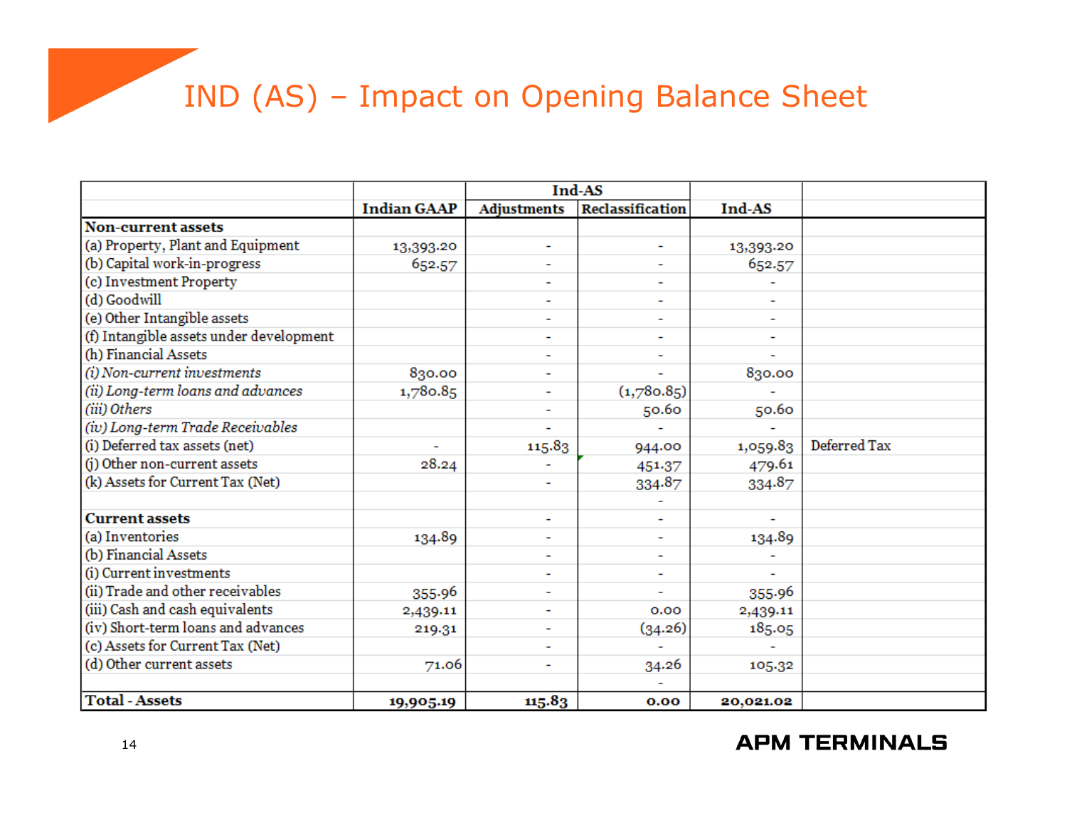# IND (AS) – Impact on Opening Balance Sheet

| | Indian GAAP | Ind-AS | | Ind-AS | |
|---|---|---|---|---|---|
| | | Adjustments | Reclassification | | |
| **Non-current assets** | | | | | |
| (a) Property, Plant and Equipment | 13,393.20 | - | - | 13,393.20 | |
| (b) Capital work-in-progress | 652.57 | - | - | 652.57 | |
| (c) Investment Property | | - | - | - | |
| (d) Goodwill | | - | - | - | |
| (e) Other Intangible assets | | - | - | - | |
| (f) Intangible assets under development | | - | - | - | |
| (h) Financial Assets | | - | - | - | |
| *(i) Non-current investments* | 830.00 | - | - | 830.00 | |
| *(ii) Long-term loans and advances* | 1,780.85 | - | (1,780.85) | - | |
| *(iii) Others* | | - | 50.60 | 50.60 | |
| *(iv) Long-term Trade Receivables* | | - | - | - | |
| (i) Deferred tax assets (net) | - | 115.83 | 944.00 | 1,059.83 | Deferred Tax |
| (j) Other non-current assets | 28.24 | - | 451.37 | 479.61 | |
| (k) Assets for Current Tax (Net) | | - | 334.87 | 334.87 | |
| | | | - | | |
| **Current assets** | | - | - | - | |
| (a) Inventories | 134.89 | - | - | 134.89 | |
| (b) Financial Assets | | - | - | - | |
| (i) Current investments | | - | - | - | |
| (ii) Trade and other receivables | 355.96 | - | - | 355.96 | |
| (iii) Cash and cash equivalents | 2,439.11 | - | 0.00 | 2,439.11 | |
| (iv) Short-term loans and advances | 219.31 | - | (34.26) | 185.05 | |
| (c) Assets for Current Tax (Net) | | - | - | - | |
| (d) Other current assets | 71.06 | - | 34.26 | 105.32 | |
| | | | - | | |
| **Total - Assets** | **19,905.19** | **115.83** | **0.00** | **20,021.02** | |

APM TERMINALS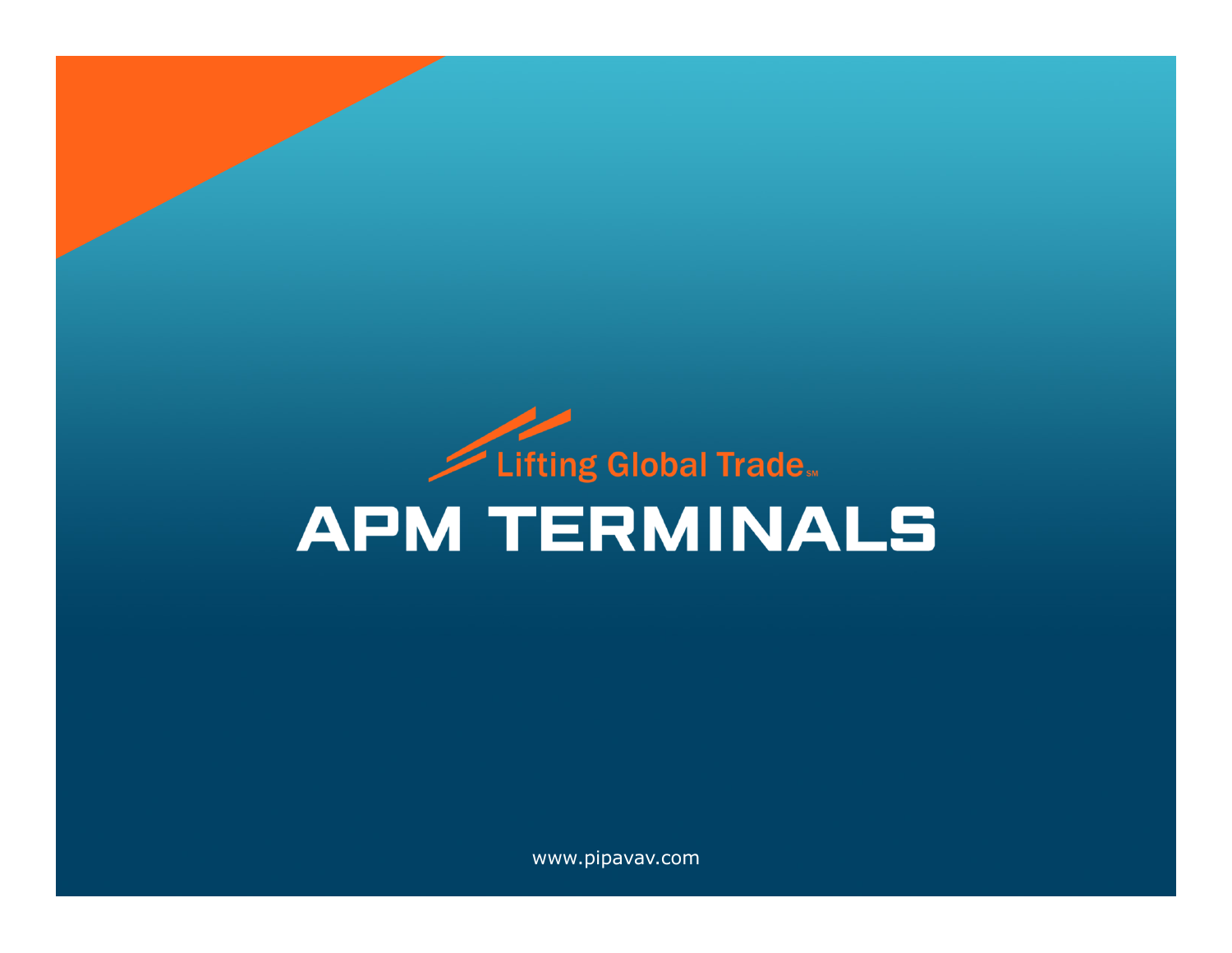Lifting Global Trade℠

APM TERMINALS

www.pipavav.com